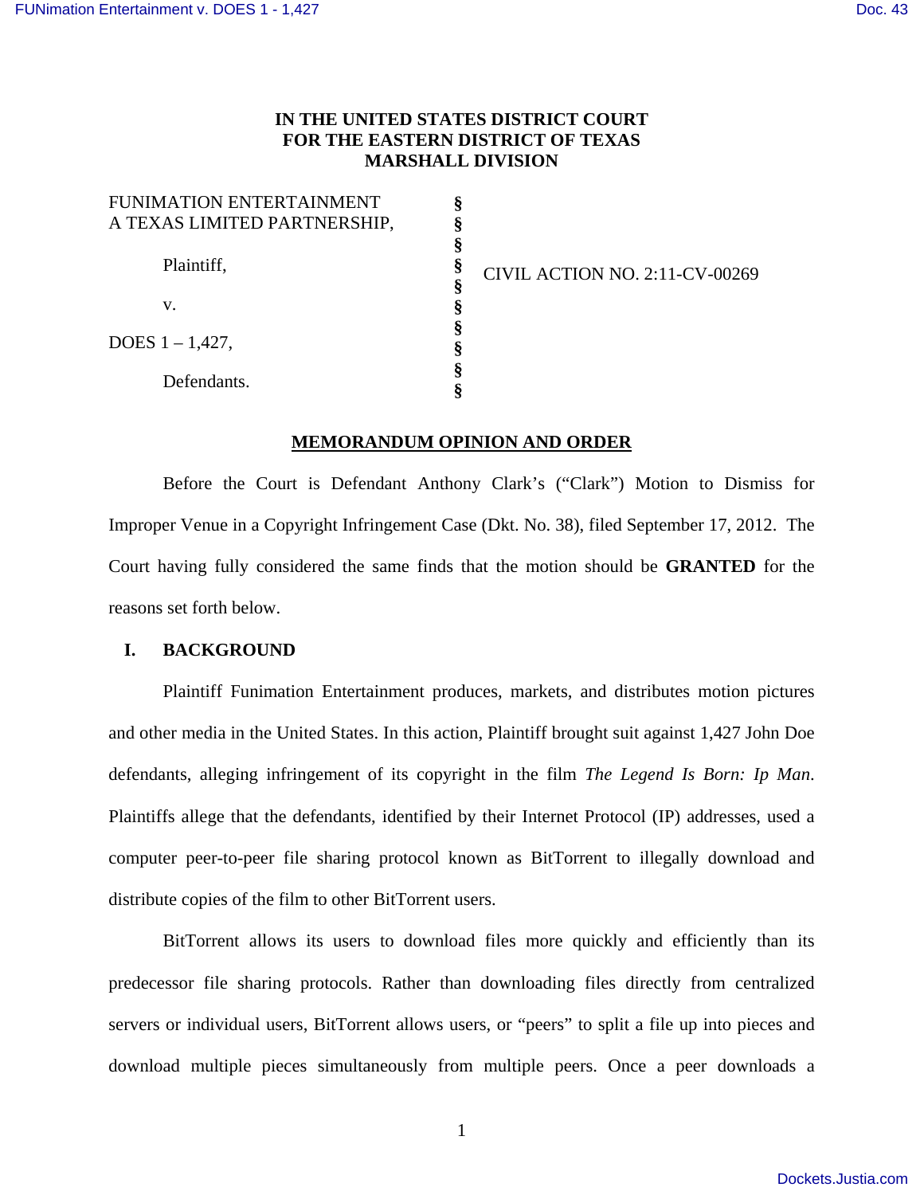**IN THE UNITED STATES DISTRICT COURT**
**FOR THE EASTERN DISTRICT OF TEXAS**
**MARSHALL DIVISION**

| | | |
|---|---|---|
| FUNIMATION ENTERTAINMENT A TEXAS LIMITED PARTNERSHIP, | § | |
| Plaintiff, | § | CIVIL ACTION NO. 2:11-CV-00269 |
| v. | § | |
| DOES 1 – 1,427, | § | |
| Defendants. | § | |

## MEMORANDUM OPINION AND ORDER

Before the Court is Defendant Anthony Clark's ("Clark") Motion to Dismiss for Improper Venue in a Copyright Infringement Case (Dkt. No. 38), filed September 17, 2012. The Court having fully considered the same finds that the motion should be **GRANTED** for the reasons set forth below.

## I. BACKGROUND

Plaintiff Funimation Entertainment produces, markets, and distributes motion pictures and other media in the United States. In this action, Plaintiff brought suit against 1,427 John Doe defendants, alleging infringement of its copyright in the film *The Legend Is Born: Ip Man*. Plaintiffs allege that the defendants, identified by their Internet Protocol (IP) addresses, used a computer peer-to-peer file sharing protocol known as BitTorrent to illegally download and distribute copies of the film to other BitTorrent users.

BitTorrent allows its users to download files more quickly and efficiently than its predecessor file sharing protocols. Rather than downloading files directly from centralized servers or individual users, BitTorrent allows users, or "peers" to split a file up into pieces and download multiple pieces simultaneously from multiple peers. Once a peer downloads a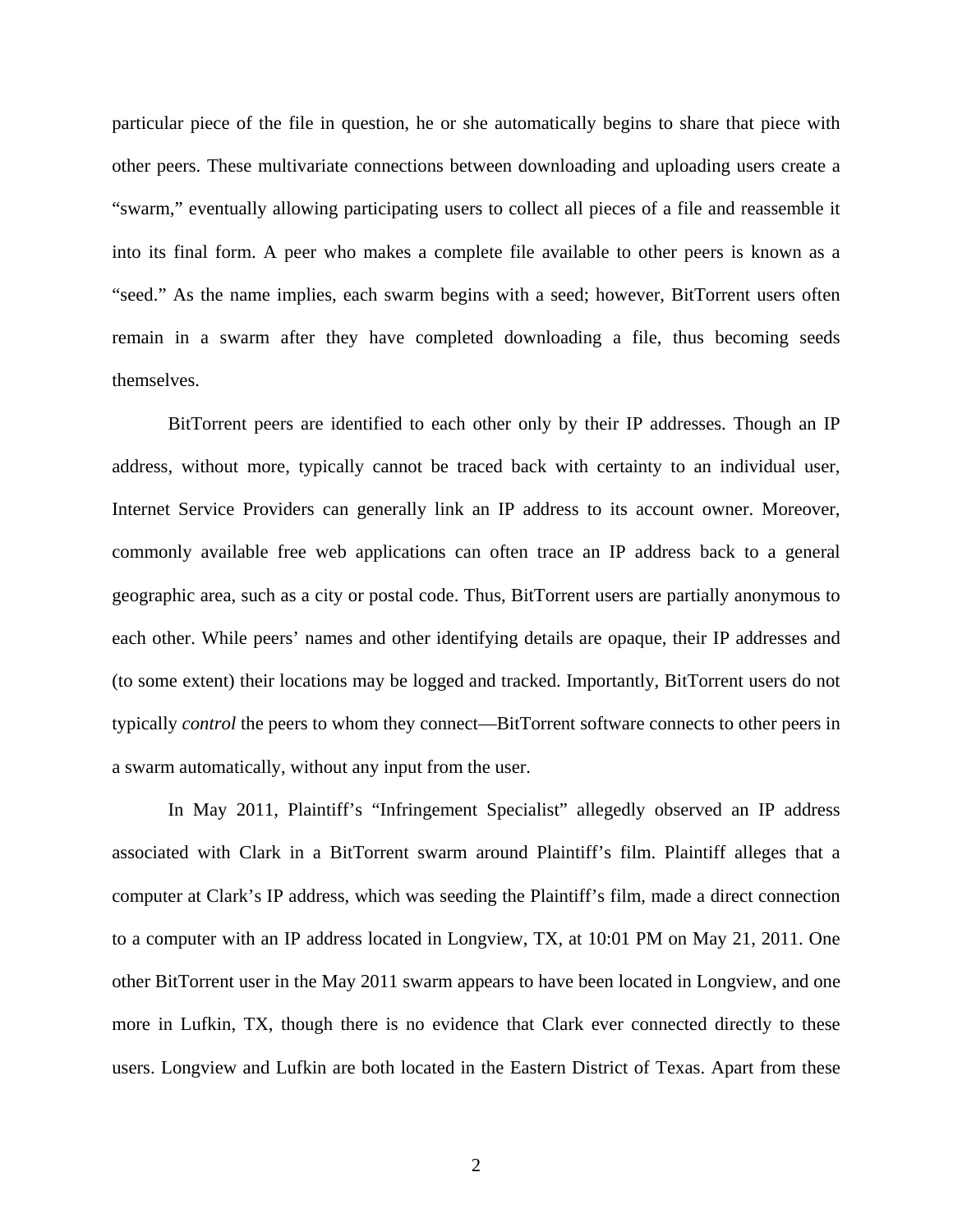particular piece of the file in question, he or she automatically begins to share that piece with other peers. These multivariate connections between downloading and uploading users create a "swarm," eventually allowing participating users to collect all pieces of a file and reassemble it into its final form. A peer who makes a complete file available to other peers is known as a "seed." As the name implies, each swarm begins with a seed; however, BitTorrent users often remain in a swarm after they have completed downloading a file, thus becoming seeds themselves.

BitTorrent peers are identified to each other only by their IP addresses. Though an IP address, without more, typically cannot be traced back with certainty to an individual user, Internet Service Providers can generally link an IP address to its account owner. Moreover, commonly available free web applications can often trace an IP address back to a general geographic area, such as a city or postal code. Thus, BitTorrent users are partially anonymous to each other. While peers' names and other identifying details are opaque, their IP addresses and (to some extent) their locations may be logged and tracked. Importantly, BitTorrent users do not typically *control* the peers to whom they connect—BitTorrent software connects to other peers in a swarm automatically, without any input from the user.

In May 2011, Plaintiff's "Infringement Specialist" allegedly observed an IP address associated with Clark in a BitTorrent swarm around Plaintiff's film. Plaintiff alleges that a computer at Clark's IP address, which was seeding the Plaintiff's film, made a direct connection to a computer with an IP address located in Longview, TX, at 10:01 PM on May 21, 2011. One other BitTorrent user in the May 2011 swarm appears to have been located in Longview, and one more in Lufkin, TX, though there is no evidence that Clark ever connected directly to these users. Longview and Lufkin are both located in the Eastern District of Texas. Apart from these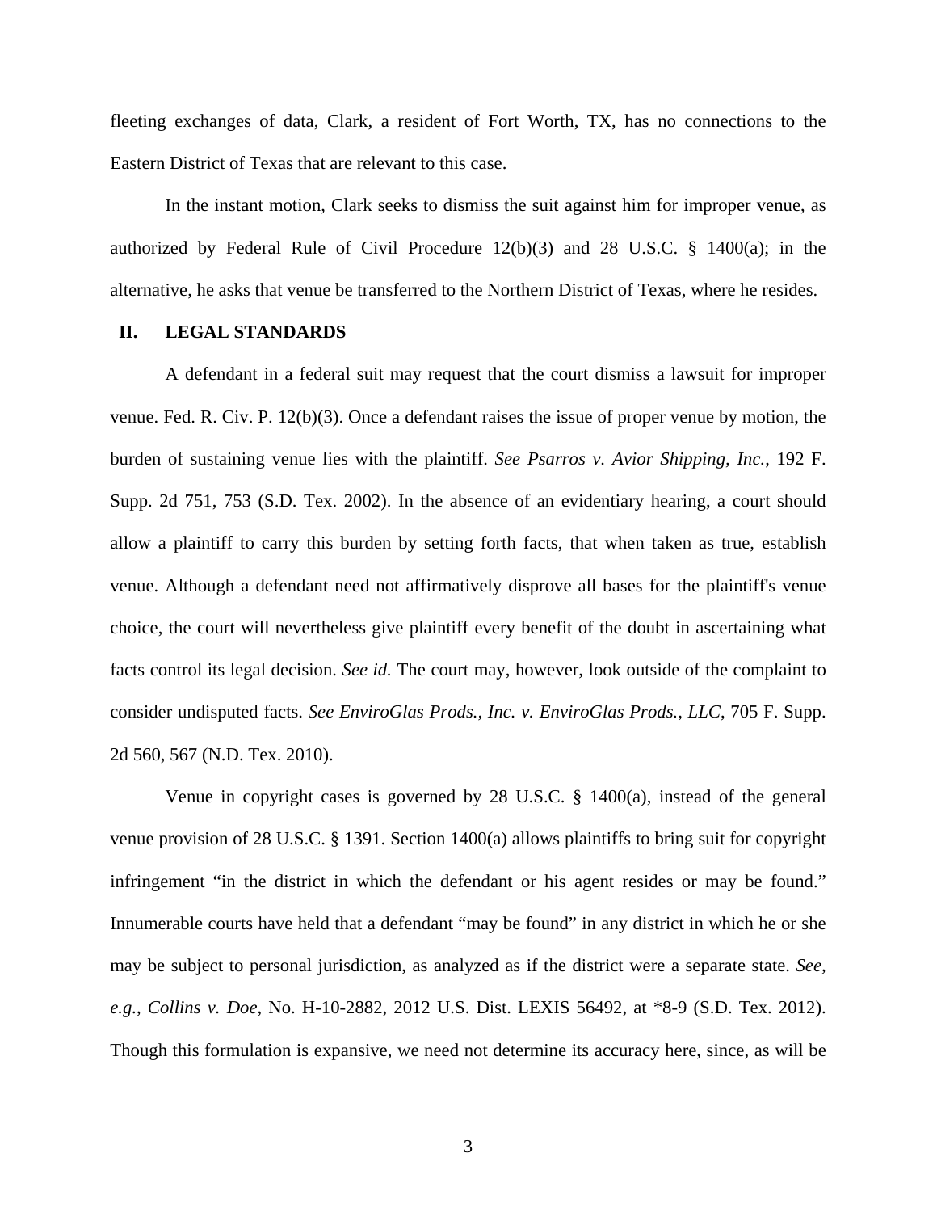fleeting exchanges of data, Clark, a resident of Fort Worth, TX, has no connections to the Eastern District of Texas that are relevant to this case.

In the instant motion, Clark seeks to dismiss the suit against him for improper venue, as authorized by Federal Rule of Civil Procedure 12(b)(3) and 28 U.S.C. § 1400(a); in the alternative, he asks that venue be transferred to the Northern District of Texas, where he resides.

## II. LEGAL STANDARDS

A defendant in a federal suit may request that the court dismiss a lawsuit for improper venue. Fed. R. Civ. P. 12(b)(3). Once a defendant raises the issue of proper venue by motion, the burden of sustaining venue lies with the plaintiff. *See Psarros v. Avior Shipping, Inc.*, 192 F. Supp. 2d 751, 753 (S.D. Tex. 2002). In the absence of an evidentiary hearing, a court should allow a plaintiff to carry this burden by setting forth facts, that when taken as true, establish venue. Although a defendant need not affirmatively disprove all bases for the plaintiff's venue choice, the court will nevertheless give plaintiff every benefit of the doubt in ascertaining what facts control its legal decision. *See id.* The court may, however, look outside of the complaint to consider undisputed facts. *See EnviroGlas Prods., Inc. v. EnviroGlas Prods., LLC*, 705 F. Supp. 2d 560, 567 (N.D. Tex. 2010).

Venue in copyright cases is governed by 28 U.S.C. § 1400(a), instead of the general venue provision of 28 U.S.C. § 1391. Section 1400(a) allows plaintiffs to bring suit for copyright infringement "in the district in which the defendant or his agent resides or may be found." Innumerable courts have held that a defendant "may be found" in any district in which he or she may be subject to personal jurisdiction, as analyzed as if the district were a separate state. *See, e.g.*, *Collins v. Doe*, No. H-10-2882, 2012 U.S. Dist. LEXIS 56492, at *8-9 (S.D. Tex. 2012). Though this formulation is expansive, we need not determine its accuracy here, since, as will be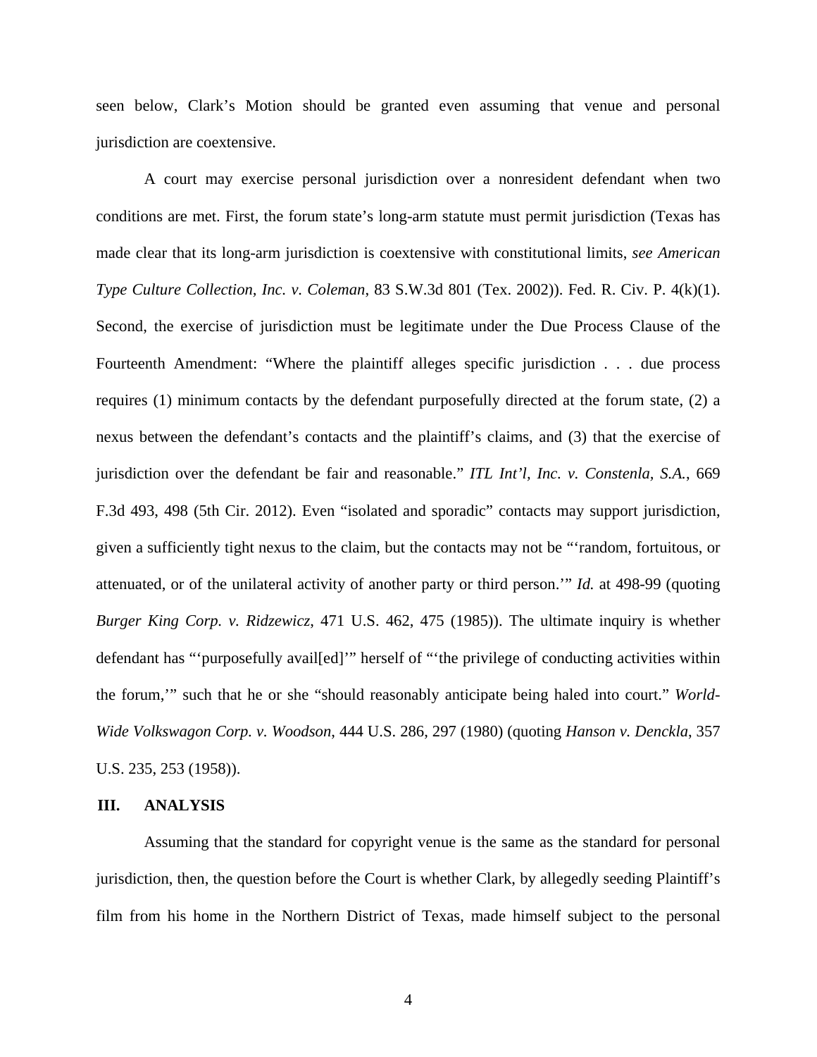seen below, Clark's Motion should be granted even assuming that venue and personal jurisdiction are coextensive.

A court may exercise personal jurisdiction over a nonresident defendant when two conditions are met. First, the forum state's long-arm statute must permit jurisdiction (Texas has made clear that its long-arm jurisdiction is coextensive with constitutional limits, *see American Type Culture Collection, Inc. v. Coleman*, 83 S.W.3d 801 (Tex. 2002)). Fed. R. Civ. P. 4(k)(1). Second, the exercise of jurisdiction must be legitimate under the Due Process Clause of the Fourteenth Amendment: "Where the plaintiff alleges specific jurisdiction . . . due process requires (1) minimum contacts by the defendant purposefully directed at the forum state, (2) a nexus between the defendant's contacts and the plaintiff's claims, and (3) that the exercise of jurisdiction over the defendant be fair and reasonable." *ITL Int'l, Inc. v. Constenla, S.A.*, 669 F.3d 493, 498 (5th Cir. 2012). Even "isolated and sporadic" contacts may support jurisdiction, given a sufficiently tight nexus to the claim, but the contacts may not be "'random, fortuitous, or attenuated, or of the unilateral activity of another party or third person.'" *Id.* at 498-99 (quoting *Burger King Corp. v. Ridzewicz*, 471 U.S. 462, 475 (1985)). The ultimate inquiry is whether defendant has "'purposefully avail[ed]'" herself of "'the privilege of conducting activities within the forum,'" such that he or she "should reasonably anticipate being haled into court." *World-Wide Volkswagon Corp. v. Woodson*, 444 U.S. 286, 297 (1980) (quoting *Hanson v. Denckla*, 357 U.S. 235, 253 (1958)).

## III. ANALYSIS

Assuming that the standard for copyright venue is the same as the standard for personal jurisdiction, then, the question before the Court is whether Clark, by allegedly seeding Plaintiff's film from his home in the Northern District of Texas, made himself subject to the personal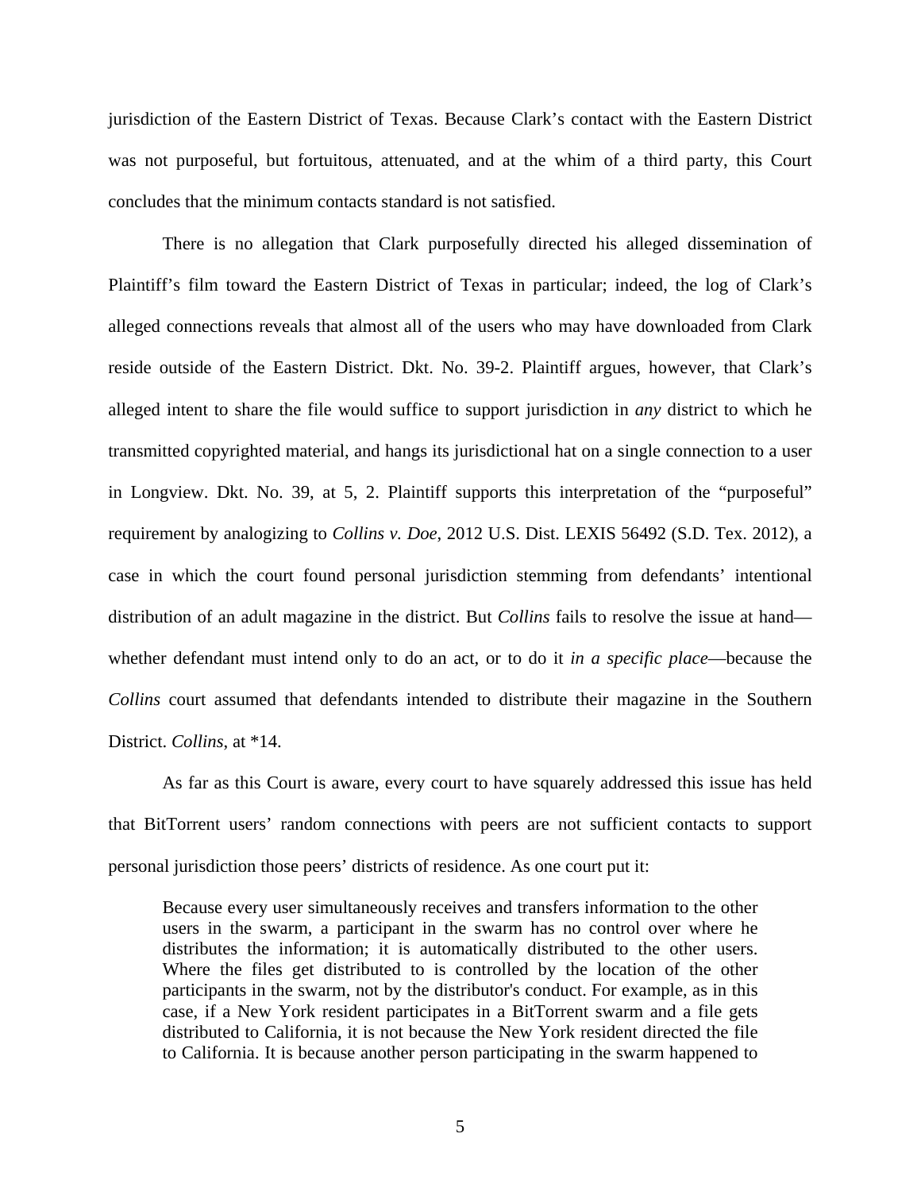jurisdiction of the Eastern District of Texas. Because Clark's contact with the Eastern District was not purposeful, but fortuitous, attenuated, and at the whim of a third party, this Court concludes that the minimum contacts standard is not satisfied.

There is no allegation that Clark purposefully directed his alleged dissemination of Plaintiff's film toward the Eastern District of Texas in particular; indeed, the log of Clark's alleged connections reveals that almost all of the users who may have downloaded from Clark reside outside of the Eastern District. Dkt. No. 39-2. Plaintiff argues, however, that Clark's alleged intent to share the file would suffice to support jurisdiction in *any* district to which he transmitted copyrighted material, and hangs its jurisdictional hat on a single connection to a user in Longview. Dkt. No. 39, at 5, 2. Plaintiff supports this interpretation of the "purposeful" requirement by analogizing to *Collins v. Doe*, 2012 U.S. Dist. LEXIS 56492 (S.D. Tex. 2012), a case in which the court found personal jurisdiction stemming from defendants' intentional distribution of an adult magazine in the district. But *Collins* fails to resolve the issue at hand—whether defendant must intend only to do an act, or to do it *in a specific place*—because the *Collins* court assumed that defendants intended to distribute their magazine in the Southern District. *Collins*, at *14.

As far as this Court is aware, every court to have squarely addressed this issue has held that BitTorrent users' random connections with peers are not sufficient contacts to support personal jurisdiction those peers' districts of residence. As one court put it:

> Because every user simultaneously receives and transfers information to the other users in the swarm, a participant in the swarm has no control over where he distributes the information; it is automatically distributed to the other users. Where the files get distributed to is controlled by the location of the other participants in the swarm, not by the distributor's conduct. For example, as in this case, if a New York resident participates in a BitTorrent swarm and a file gets distributed to California, it is not because the New York resident directed the file to California. It is because another person participating in the swarm happened to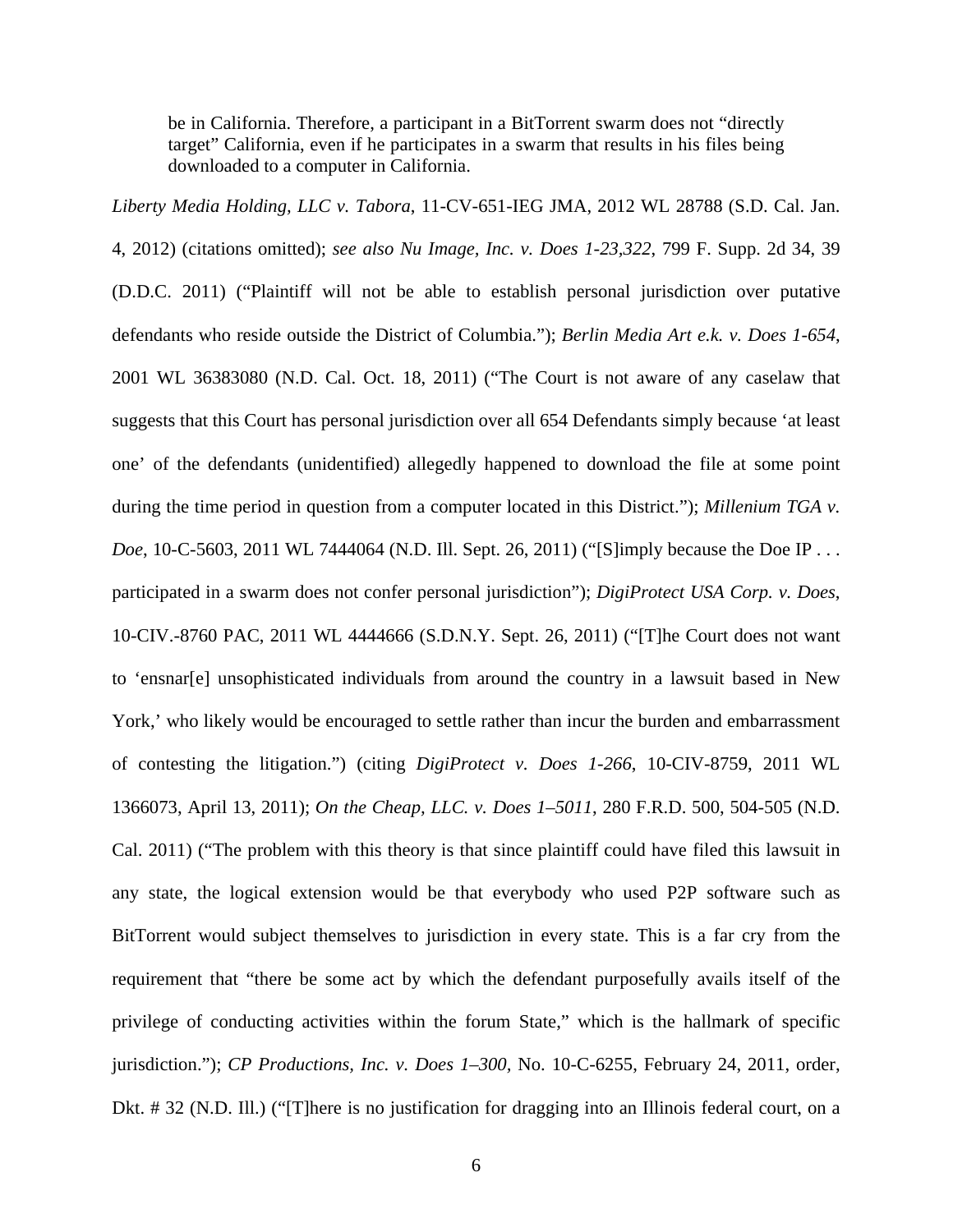> be in California. Therefore, a participant in a BitTorrent swarm does not "directly target" California, even if he participates in a swarm that results in his files being downloaded to a computer in California.

*Liberty Media Holding, LLC v. Tabora*, 11-CV-651-IEG JMA, 2012 WL 28788 (S.D. Cal. Jan. 4, 2012) (citations omitted); *see also Nu Image, Inc. v. Does 1-23,322*, 799 F. Supp. 2d 34, 39 (D.D.C. 2011) ("Plaintiff will not be able to establish personal jurisdiction over putative defendants who reside outside the District of Columbia."); *Berlin Media Art e.k. v. Does 1-654*, 2001 WL 36383080 (N.D. Cal. Oct. 18, 2011) ("The Court is not aware of any caselaw that suggests that this Court has personal jurisdiction over all 654 Defendants simply because 'at least one' of the defendants (unidentified) allegedly happened to download the file at some point during the time period in question from a computer located in this District."); *Millenium TGA v. Doe*, 10-C-5603, 2011 WL 7444064 (N.D. Ill. Sept. 26, 2011) ("[S]imply because the Doe IP . . . participated in a swarm does not confer personal jurisdiction"); *DigiProtect USA Corp. v. Does*, 10-CIV.-8760 PAC, 2011 WL 4444666 (S.D.N.Y. Sept. 26, 2011) ("[T]he Court does not want to 'ensnar[e] unsophisticated individuals from around the country in a lawsuit based in New York,' who likely would be encouraged to settle rather than incur the burden and embarrassment of contesting the litigation.") (citing *DigiProtect v. Does 1-266*, 10-CIV-8759, 2011 WL 1366073, April 13, 2011); *On the Cheap, LLC. v. Does 1–5011*, 280 F.R.D. 500, 504-505 (N.D. Cal. 2011) ("The problem with this theory is that since plaintiff could have filed this lawsuit in any state, the logical extension would be that everybody who used P2P software such as BitTorrent would subject themselves to jurisdiction in every state. This is a far cry from the requirement that "there be some act by which the defendant purposefully avails itself of the privilege of conducting activities within the forum State," which is the hallmark of specific jurisdiction."); *CP Productions, Inc. v. Does 1–300*, No. 10-C-6255, February 24, 2011, order, Dkt. # 32 (N.D. Ill.) ("[T]here is no justification for dragging into an Illinois federal court, on a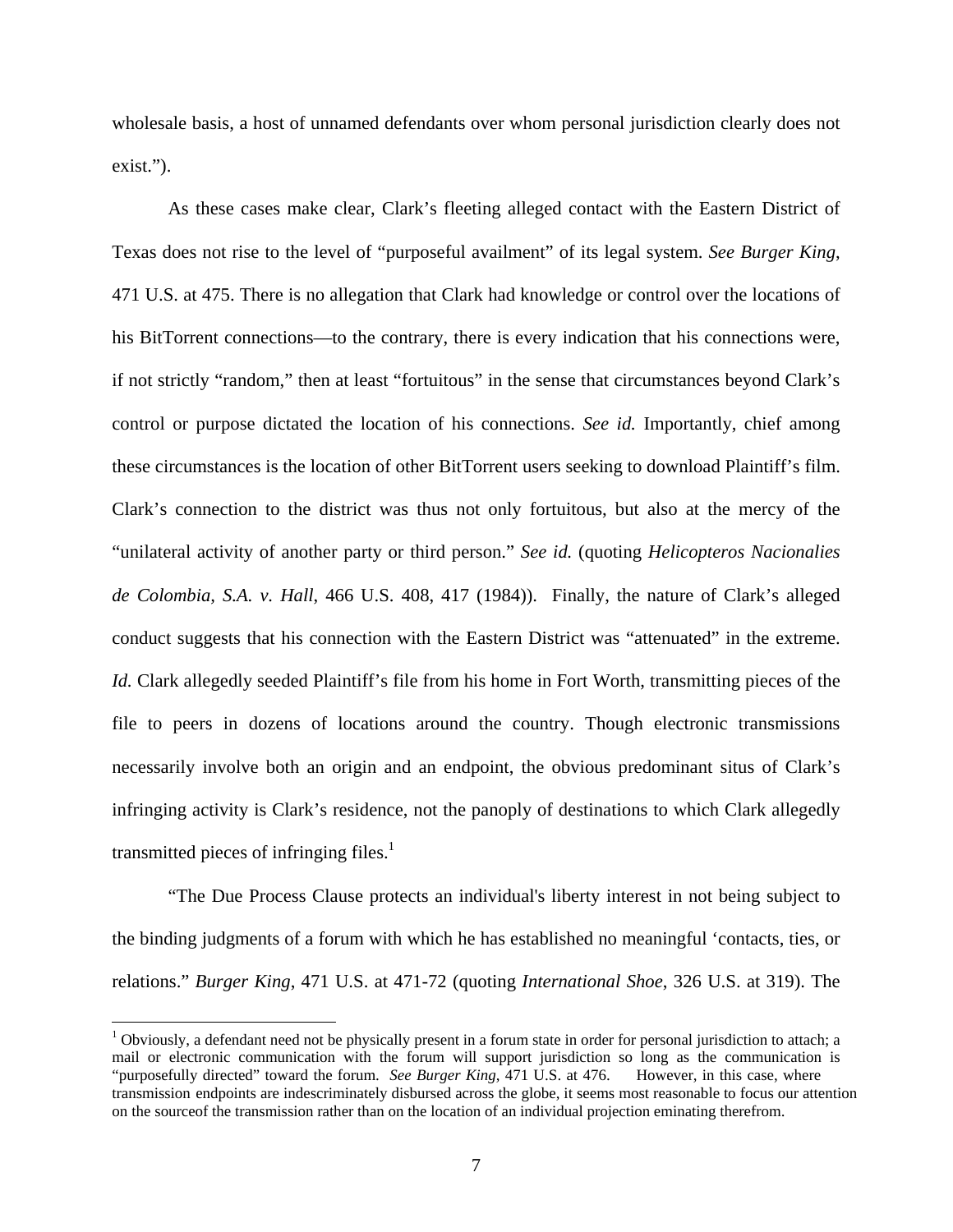wholesale basis, a host of unnamed defendants over whom personal jurisdiction clearly does not exist.").

As these cases make clear, Clark's fleeting alleged contact with the Eastern District of Texas does not rise to the level of "purposeful availment" of its legal system. *See Burger King*, 471 U.S. at 475. There is no allegation that Clark had knowledge or control over the locations of his BitTorrent connections—to the contrary, there is every indication that his connections were, if not strictly "random," then at least "fortuitous" in the sense that circumstances beyond Clark's control or purpose dictated the location of his connections. *See id.* Importantly, chief among these circumstances is the location of other BitTorrent users seeking to download Plaintiff's film. Clark's connection to the district was thus not only fortuitous, but also at the mercy of the "unilateral activity of another party or third person." *See id.* (quoting *Helicopteros Nacionalies de Colombia, S.A. v. Hall*, 466 U.S. 408, 417 (1984)). Finally, the nature of Clark's alleged conduct suggests that his connection with the Eastern District was "attenuated" in the extreme. *Id.* Clark allegedly seeded Plaintiff's file from his home in Fort Worth, transmitting pieces of the file to peers in dozens of locations around the country. Though electronic transmissions necessarily involve both an origin and an endpoint, the obvious predominant situs of Clark's infringing activity is Clark's residence, not the panoply of destinations to which Clark allegedly transmitted pieces of infringing files.[1]

"The Due Process Clause protects an individual's liberty interest in not being subject to the binding judgments of a forum with which he has established no meaningful 'contacts, ties, or relations." *Burger King*, 471 U.S. at 471-72 (quoting *International Shoe*, 326 U.S. at 319). The

---

[1] Obviously, a defendant need not be physically present in a forum state in order for personal jurisdiction to attach; a mail or electronic communication with the forum will support jurisdiction so long as the communication is "purposefully directed" toward the forum. *See Burger King*, 471 U.S. at 476. However, in this case, where transmission endpoints are indescriminately disbursed across the globe, it seems most reasonable to focus our attention on the sourceof the transmission rather than on the location of an individual projection eminating therefrom.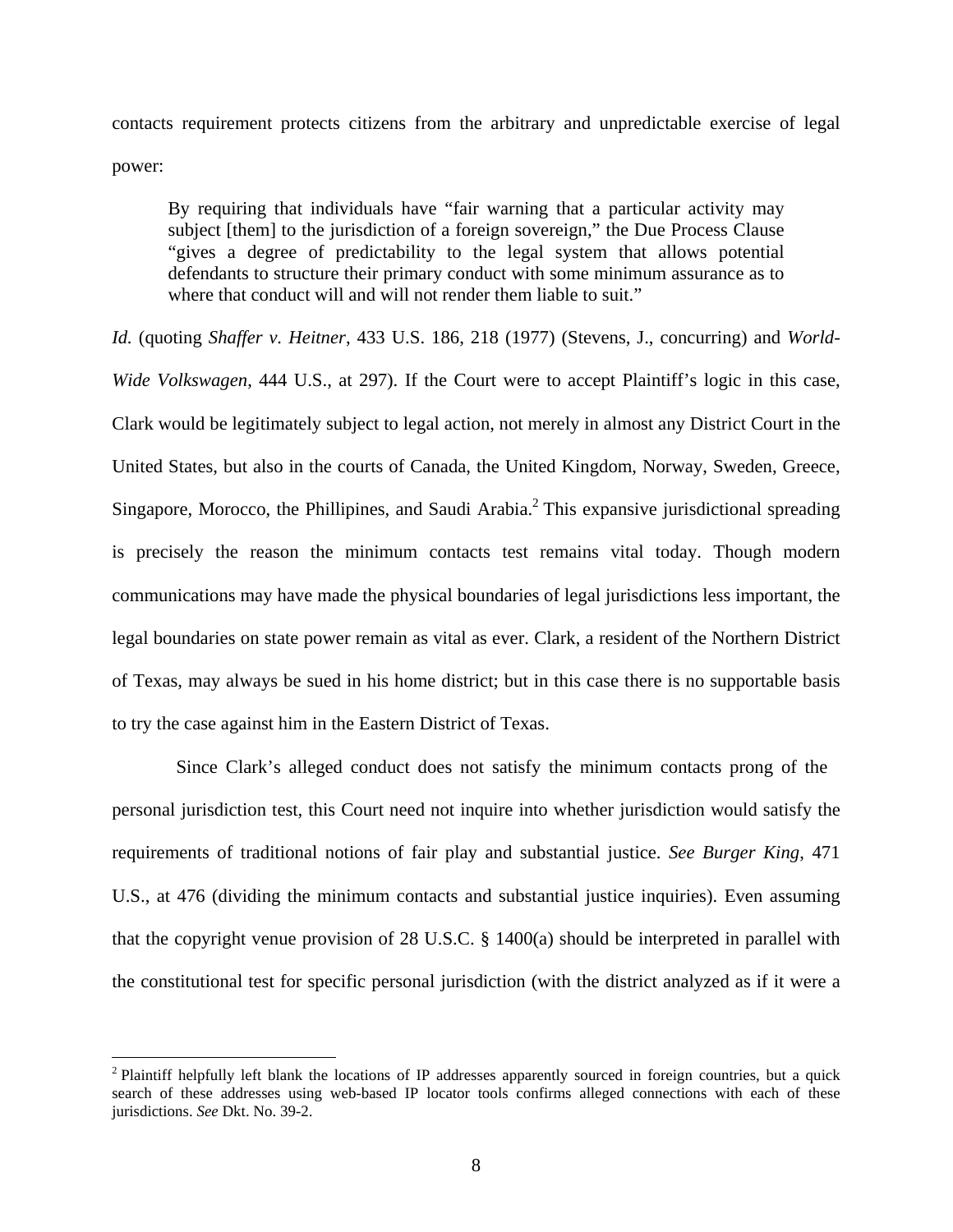contacts requirement protects citizens from the arbitrary and unpredictable exercise of legal power:

> By requiring that individuals have "fair warning that a particular activity may subject [them] to the jurisdiction of a foreign sovereign," the Due Process Clause "gives a degree of predictability to the legal system that allows potential defendants to structure their primary conduct with some minimum assurance as to where that conduct will and will not render them liable to suit."

*Id.* (quoting *Shaffer v. Heitner*, 433 U.S. 186, 218 (1977) (Stevens, J., concurring) and *World-Wide Volkswagen*, 444 U.S., at 297). If the Court were to accept Plaintiff's logic in this case, Clark would be legitimately subject to legal action, not merely in almost any District Court in the United States, but also in the courts of Canada, the United Kingdom, Norway, Sweden, Greece, Singapore, Morocco, the Phillipines, and Saudi Arabia.[2] This expansive jurisdictional spreading is precisely the reason the minimum contacts test remains vital today. Though modern communications may have made the physical boundaries of legal jurisdictions less important, the legal boundaries on state power remain as vital as ever. Clark, a resident of the Northern District of Texas, may always be sued in his home district; but in this case there is no supportable basis to try the case against him in the Eastern District of Texas.

Since Clark's alleged conduct does not satisfy the minimum contacts prong of the personal jurisdiction test, this Court need not inquire into whether jurisdiction would satisfy the requirements of traditional notions of fair play and substantial justice. *See Burger King*, 471 U.S., at 476 (dividing the minimum contacts and substantial justice inquiries). Even assuming that the copyright venue provision of 28 U.S.C. § 1400(a) should be interpreted in parallel with the constitutional test for specific personal jurisdiction (with the district analyzed as if it were a

---

[2] Plaintiff helpfully left blank the locations of IP addresses apparently sourced in foreign countries, but a quick search of these addresses using web-based IP locator tools confirms alleged connections with each of these jurisdictions. *See* Dkt. No. 39-2.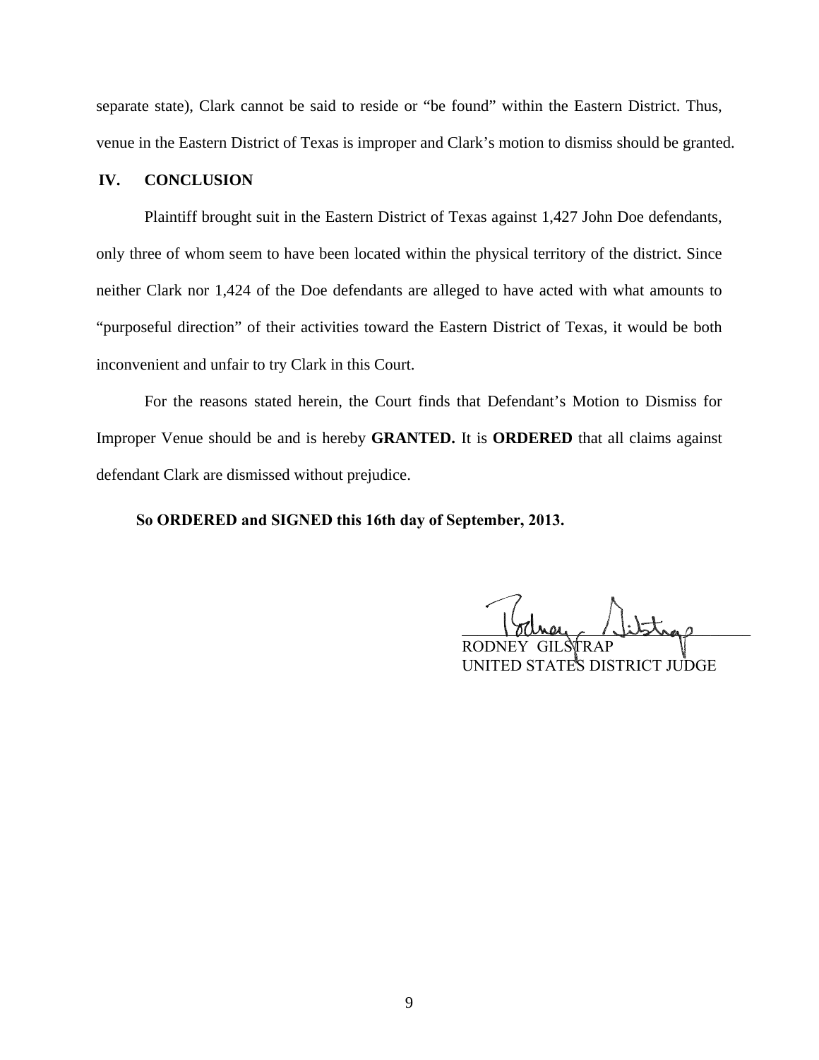separate state), Clark cannot be said to reside or "be found" within the Eastern District. Thus, venue in the Eastern District of Texas is improper and Clark's motion to dismiss should be granted.

## IV. CONCLUSION

Plaintiff brought suit in the Eastern District of Texas against 1,427 John Doe defendants, only three of whom seem to have been located within the physical territory of the district. Since neither Clark nor 1,424 of the Doe defendants are alleged to have acted with what amounts to "purposeful direction" of their activities toward the Eastern District of Texas, it would be both inconvenient and unfair to try Clark in this Court.

For the reasons stated herein, the Court finds that Defendant's Motion to Dismiss for Improper Venue should be and is hereby **GRANTED.** It is **ORDERED** that all claims against defendant Clark are dismissed without prejudice.

**So ORDERED and SIGNED this 16th day of September, 2013.**

RODNEY GILSTRAP
UNITED STATES DISTRICT JUDGE